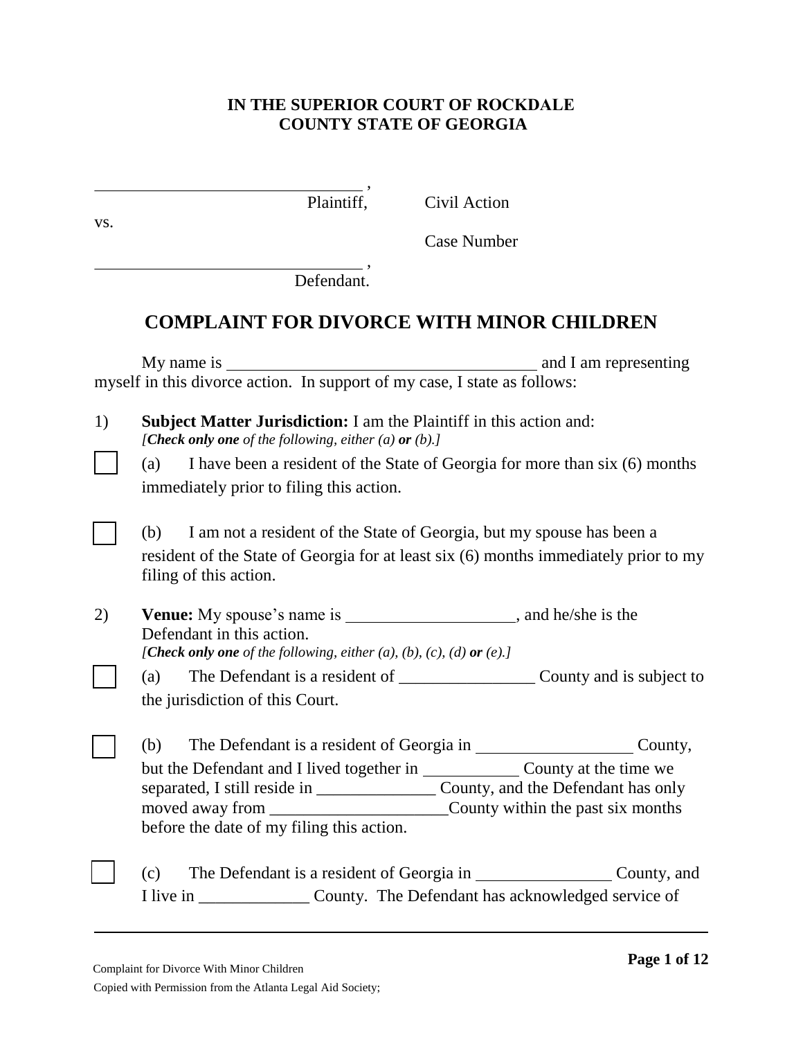**IN THE SUPERIOR COURT OF ROCKDALE COUNTY STATE OF GEORGIA**

______________________________ ,
Plaintiff,                    Civil Action

vs.
                                                  Case Number

______________________________ ,
Defendant.

# COMPLAINT FOR DIVORCE WITH MINOR CHILDREN

My name is ___________________________________ and I am representing myself in this divorce action. In support of my case, I state as follows:

1) **Subject Matter Jurisdiction:** I am the Plaintiff in this action and:
*[**Check only one** of the following, either (a) **or** (b).]*

☐ (a) I have been a resident of the State of Georgia for more than six (6) months immediately prior to filing this action.

☐ (b) I am not a resident of the State of Georgia, but my spouse has been a resident of the State of Georgia for at least six (6) months immediately prior to my filing of this action.

2) **Venue:** My spouse's name is ___________________, and he/she is the Defendant in this action.
*[**Check only one** of the following, either (a), (b), (c), (d) **or** (e).]*

☐ (a) The Defendant is a resident of ________________ County and is subject to the jurisdiction of this Court.

☐ (b) The Defendant is a resident of Georgia in __________________ County, but the Defendant and I lived together in ___________ County at the time we separated, I still reside in ______________ County, and the Defendant has only moved away from _____________________County within the past six months before the date of my filing this action.

☐ (c) The Defendant is a resident of Georgia in ________________ County, and I live in _____________ County. The Defendant has acknowledged service of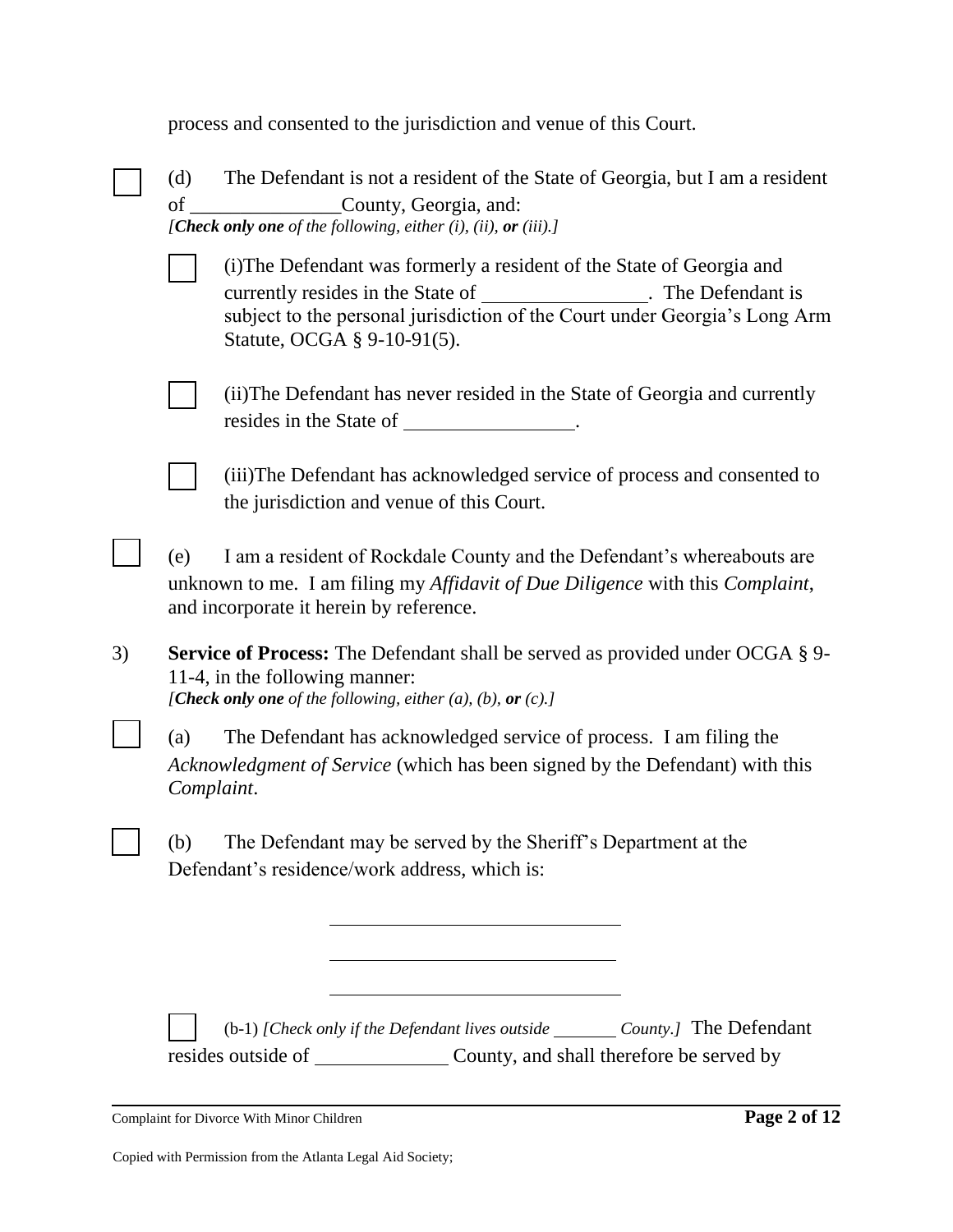process and consented to the jurisdiction and venue of this Court.

☐ (d) The Defendant is not a resident of the State of Georgia, but I am a resident of _______________County, Georgia, and:
*[**Check only one** of the following, either (i), (ii), **or** (iii).]*

☐ (i)The Defendant was formerly a resident of the State of Georgia and currently resides in the State of _________________. The Defendant is subject to the personal jurisdiction of the Court under Georgia's Long Arm Statute, OCGA § 9-10-91(5).

☐ (ii)The Defendant has never resided in the State of Georgia and currently resides in the State of _________________.

☐ (iii)The Defendant has acknowledged service of process and consented to the jurisdiction and venue of this Court.

☐ (e) I am a resident of Rockdale County and the Defendant's whereabouts are unknown to me. I am filing my *Affidavit of Due Diligence* with this *Complaint*, and incorporate it herein by reference.

3) **Service of Process:** The Defendant shall be served as provided under OCGA § 9-11-4, in the following manner:
*[**Check only one** of the following, either (a), (b), **or** (c).]*

☐ (a) The Defendant has acknowledged service of process. I am filing the *Acknowledgment of Service* (which has been signed by the Defendant) with this *Complaint*.

☐ (b) The Defendant may be served by the Sheriff's Department at the Defendant's residence/work address, which is:

_______________________________

_______________________________

_______________________________

☐ (b-1) *[Check only if the Defendant lives outside _______ County.]* The Defendant resides outside of ______________ County, and shall therefore be served by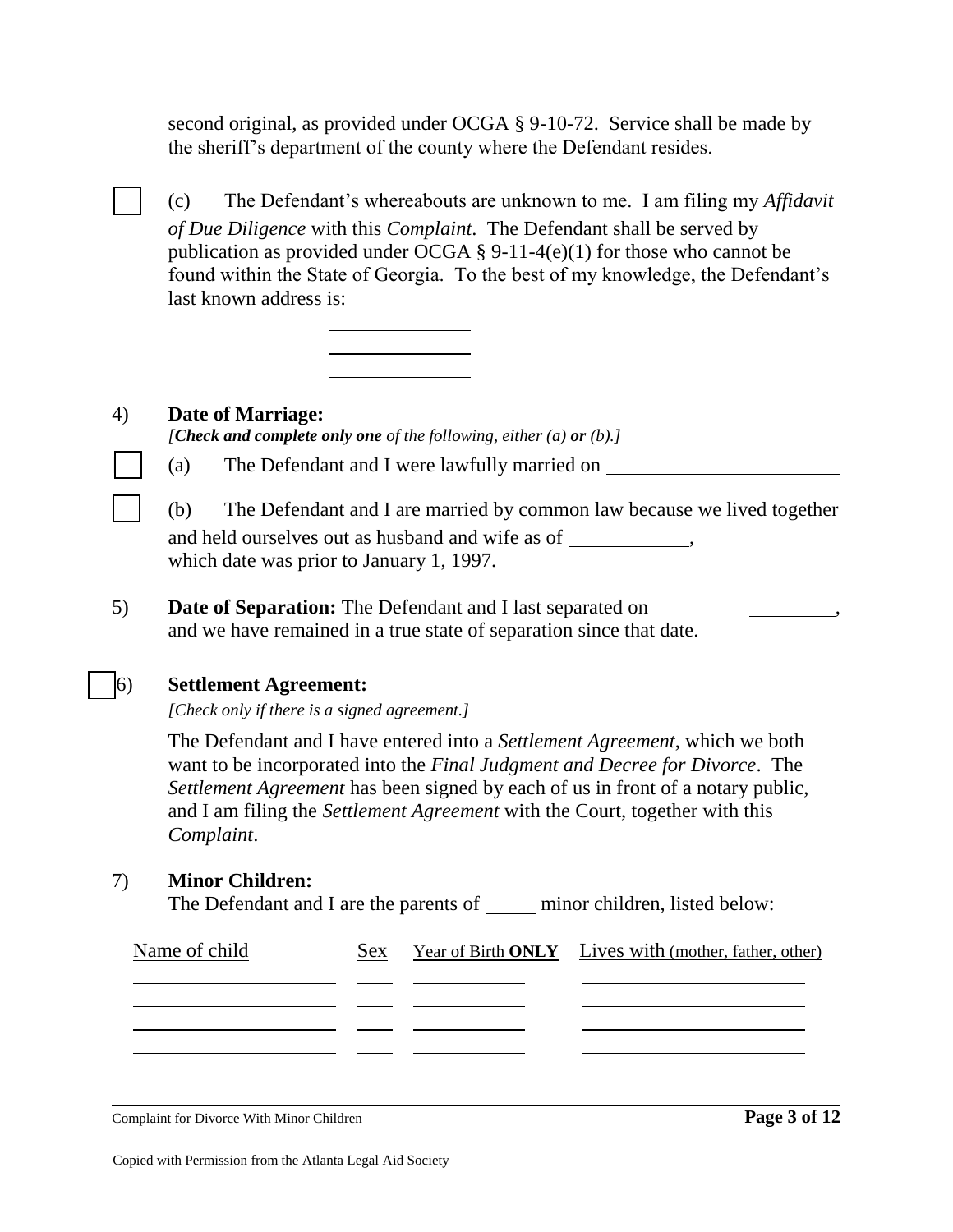second original, as provided under OCGA § 9-10-72. Service shall be made by the sheriff's department of the county where the Defendant resides.

☐ (c) The Defendant's whereabouts are unknown to me. I am filing my *Affidavit of Due Diligence* with this *Complaint*. The Defendant shall be served by publication as provided under OCGA § 9-11-4(e)(1) for those who cannot be found within the State of Georgia. To the best of my knowledge, the Defendant's last known address is:

\_\_\_\_\_\_\_\_\_\_\_\_\_\_\_\_\_\_\_\_
\_\_\_\_\_\_\_\_\_\_\_\_\_\_\_\_\_\_\_\_
\_\_\_\_\_\_\_\_\_\_\_\_\_\_\_\_\_\_\_\_

4) **Date of Marriage:**
*[**Check and complete only one** of the following, either (a) **or** (b).]*

☐ (a) The Defendant and I were lawfully married on \_\_\_\_\_\_\_\_\_\_\_\_\_\_\_\_\_\_\_\_\_\_\_\_

☐ (b) The Defendant and I are married by common law because we lived together and held ourselves out as husband and wife as of \_\_\_\_\_\_\_\_\_\_\_\_, which date was prior to January 1, 1997.

5) **Date of Separation:** The Defendant and I last separated on \_\_\_\_\_\_\_\_\_, and we have remained in a true state of separation since that date.

☐ 6) **Settlement Agreement:**
*[Check only if there is a signed agreement.]*

The Defendant and I have entered into a *Settlement Agreement*, which we both want to be incorporated into the *Final Judgment and Decree for Divorce*. The *Settlement Agreement* has been signed by each of us in front of a notary public, and I am filing the *Settlement Agreement* with the Court, together with this *Complaint*.

7) **Minor Children:**
The Defendant and I are the parents of \_\_\_\_\_ minor children, listed below:

| Name of child | Sex | Year of Birth **ONLY** | Lives with (mother, father, other) |
|---|---|---|---|
| | | | |
| | | | |
| | | | |
| | | | |

Copied with Permission from the Atlanta Legal Aid Society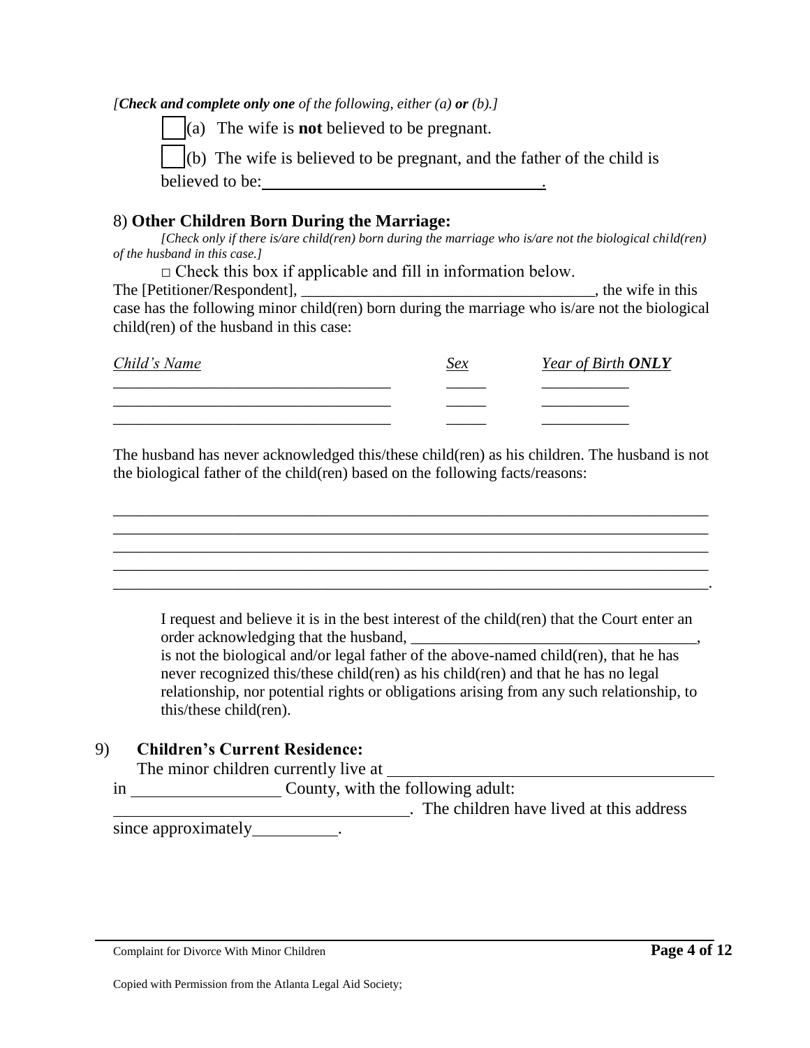*[**Check and complete only one** of the following, either (a) **or** (b).]*

☐ (a) The wife is **not** believed to be pregnant.

☐ (b) The wife is believed to be pregnant, and the father of the child is believed to be: ___________________________________.

8) **Other Children Born During the Marriage:**

*[Check only if there is/are child(ren) born during the marriage who is/are not the biological child(ren) of the husband in this case.]*

□ Check this box if applicable and fill in information below.

The [Petitioner/Respondent], ____________________________________, the wife in this case has the following minor child(ren) born during the marriage who is/are not the biological child(ren) of the husband in this case:

| *Child's Name* | *Sex* | *Year of Birth **ONLY*** |
|---|---|---|
| __________________________________ | _____ | ___________ |
| __________________________________ | _____ | ___________ |
| __________________________________ | _____ | ___________ |

The husband has never acknowledged this/these child(ren) as his children. The husband is not the biological father of the child(ren) based on the following facts/reasons:

_____________________________________________________________________________
_____________________________________________________________________________
_____________________________________________________________________________
_____________________________________________________________________________
_____________________________________________________________________________.

I request and believe it is in the best interest of the child(ren) that the Court enter an order acknowledging that the husband, ____________________________________, is not the biological and/or legal father of the above-named child(ren), that he has never recognized this/these child(ren) as his child(ren) and that he has no legal relationship, nor potential rights or obligations arising from any such relationship, to this/these child(ren).

9) **Children's Current Residence:**

The minor children currently live at ________________________________________ in __________________ County, with the following adult: ____________________________________. The children have lived at this address since approximately __________.

Copied with Permission from the Atlanta Legal Aid Society;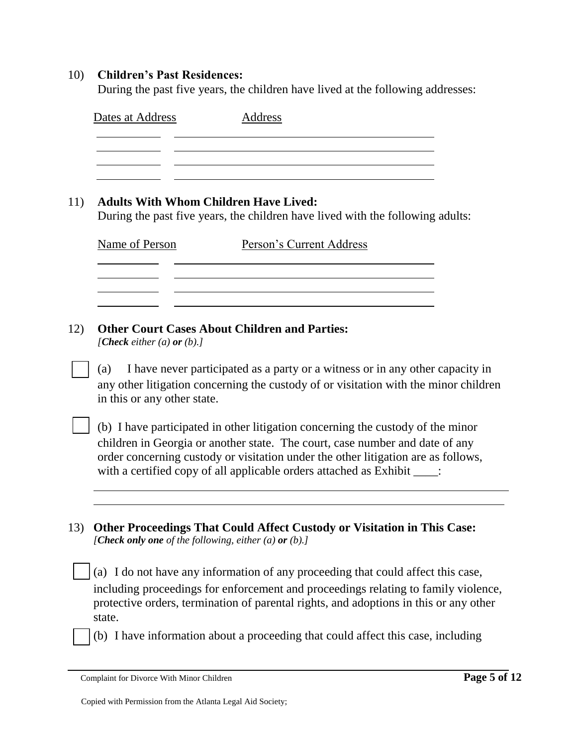10) **Children's Past Residences:**
During the past five years, the children have lived at the following addresses:

| Dates at Address | Address |
|---|---|
| | |
| | |
| | |
| | |

11) **Adults With Whom Children Have Lived:**
During the past five years, the children have lived with the following adults:

| Name of Person | Person's Current Address |
|---|---|
| | |
| | |
| | |
| | |

12) **Other Court Cases About Children and Parties:**
*[**Check** either (a) **or** (b).]*

☐ (a) I have never participated as a party or a witness or in any other capacity in any other litigation concerning the custody of or visitation with the minor children in this or any other state.

☐ (b) I have participated in other litigation concerning the custody of the minor children in Georgia or another state. The court, case number and date of any order concerning custody or visitation under the other litigation are as follows, with a certified copy of all applicable orders attached as Exhibit ____:

_______________________________________________________________________________

_______________________________________________________________________________

13) **Other Proceedings That Could Affect Custody or Visitation in This Case:**
*[**Check only one** of the following, either (a) **or** (b).]*

☐ (a) I do not have any information of any proceeding that could affect this case, including proceedings for enforcement and proceedings relating to family violence, protective orders, termination of parental rights, and adoptions in this or any other state.

☐ (b) I have information about a proceeding that could affect this case, including

Complaint for Divorce With Minor Children

Copied with Permission from the Atlanta Legal Aid Society;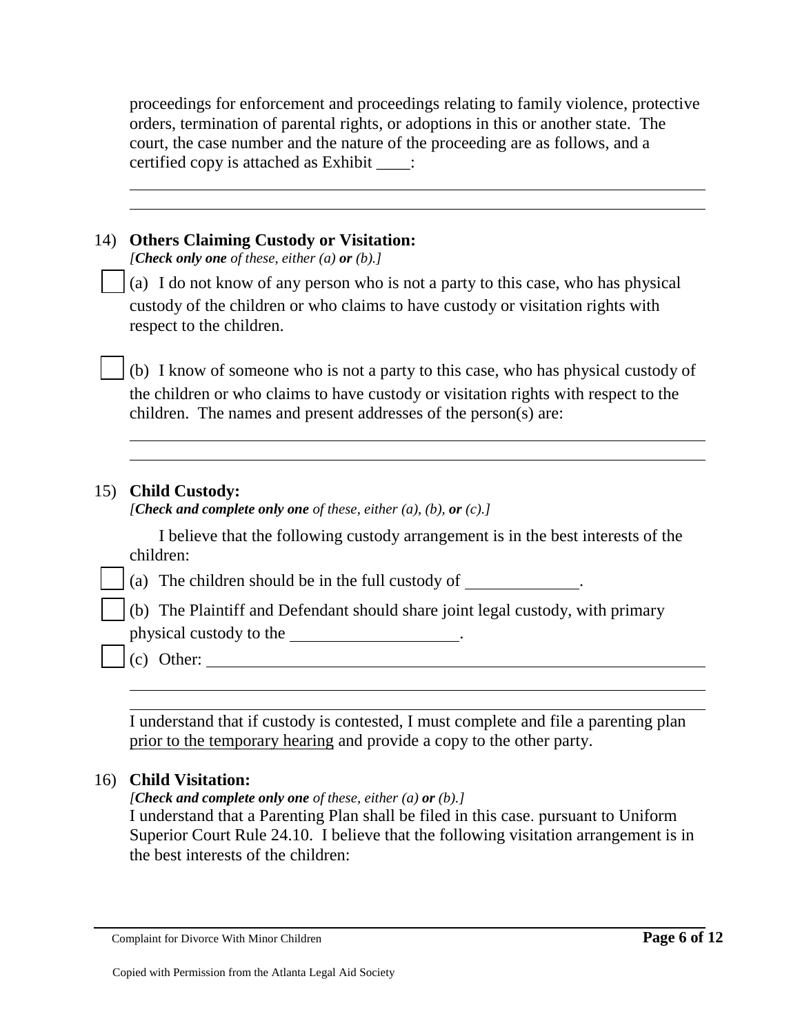proceedings for enforcement and proceedings relating to family violence, protective orders, termination of parental rights, or adoptions in this or another state. The court, the case number and the nature of the proceeding are as follows, and a certified copy is attached as Exhibit ____:

______________________________________________________________________

______________________________________________________________________

14) **Others Claiming Custody or Visitation:**
*[**Check only one** of these, either (a) **or** (b).]*

☐ (a) I do not know of any person who is not a party to this case, who has physical custody of the children or who claims to have custody or visitation rights with respect to the children.

☐ (b) I know of someone who is not a party to this case, who has physical custody of the children or who claims to have custody or visitation rights with respect to the children. The names and present addresses of the person(s) are:

______________________________________________________________________

______________________________________________________________________

15) **Child Custody:**
*[**Check and complete only one** of these, either (a), (b), **or** (c).]*

I believe that the following custody arrangement is in the best interests of the children:

☐ (a) The children should be in the full custody of ______________.

☐ (b) The Plaintiff and Defendant should share joint legal custody, with primary physical custody to the ____________________.

☐ (c) Other: ______________________________________________________________

______________________________________________________________________

______________________________________________________________________

I understand that if custody is contested, I must complete and file a parenting plan prior to the temporary hearing and provide a copy to the other party.

16) **Child Visitation:**
*[**Check and complete only one** of these, either (a) **or** (b).]*
I understand that a Parenting Plan shall be filed in this case. pursuant to Uniform Superior Court Rule 24.10. I believe that the following visitation arrangement is in the best interests of the children:

Copied with Permission from the Atlanta Legal Aid Society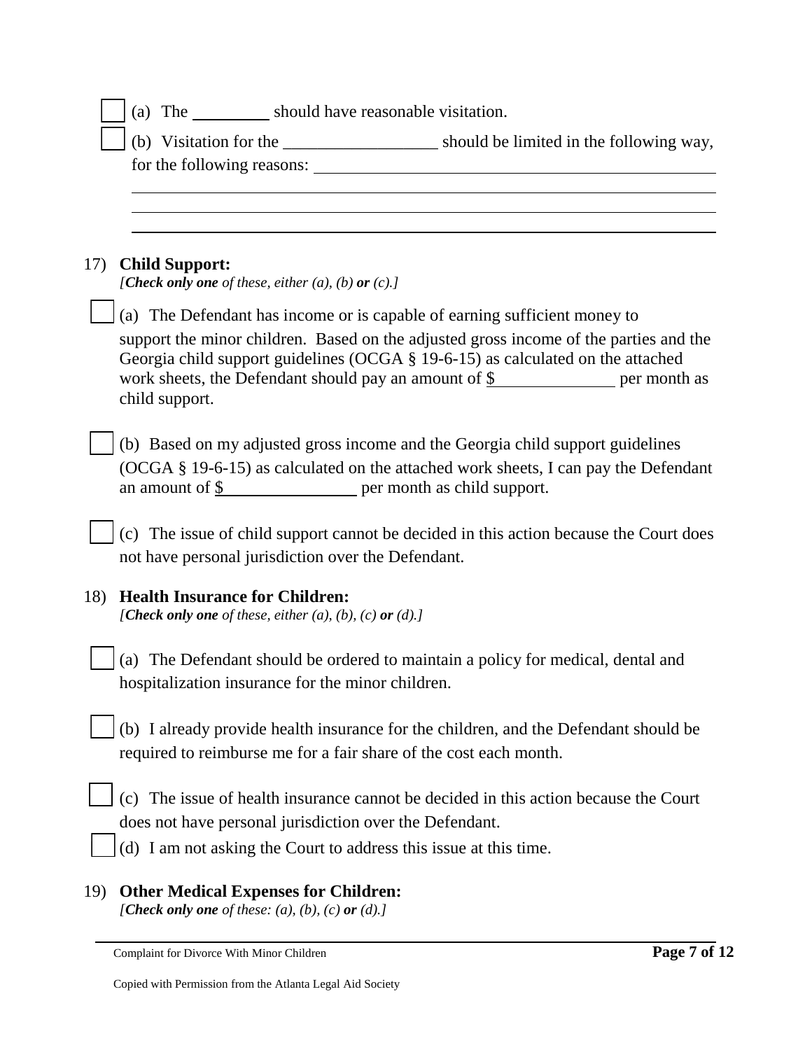☐ (a) The _________ should have reasonable visitation.

☐ (b) Visitation for the __________________ should be limited in the following way, for the following reasons: ______________________________________________

_____________________________________________________________________________

_____________________________________________________________________________

_____________________________________________________________________________

17) **Child Support:**
*[**Check only one** of these, either (a), (b) **or** (c).]*

☐ (a) The Defendant has income or is capable of earning sufficient money to support the minor children. Based on the adjusted gross income of the parties and the Georgia child support guidelines (OCGA § 19-6-15) as calculated on the attached work sheets, the Defendant should pay an amount of $______________ per month as child support.

☐ (b) Based on my adjusted gross income and the Georgia child support guidelines (OCGA § 19-6-15) as calculated on the attached work sheets, I can pay the Defendant an amount of $________________ per month as child support.

☐ (c) The issue of child support cannot be decided in this action because the Court does not have personal jurisdiction over the Defendant.

18) **Health Insurance for Children:**
*[**Check only one** of these, either (a), (b), (c) **or** (d).]*

☐ (a) The Defendant should be ordered to maintain a policy for medical, dental and hospitalization insurance for the minor children.

☐ (b) I already provide health insurance for the children, and the Defendant should be required to reimburse me for a fair share of the cost each month.

☐ (c) The issue of health insurance cannot be decided in this action because the Court does not have personal jurisdiction over the Defendant.

☐ (d) I am not asking the Court to address this issue at this time.

19) **Other Medical Expenses for Children:**
*[**Check only one** of these: (a), (b), (c) **or** (d).]*

Complaint for Divorce With Minor Children

Copied with Permission from the Atlanta Legal Aid Society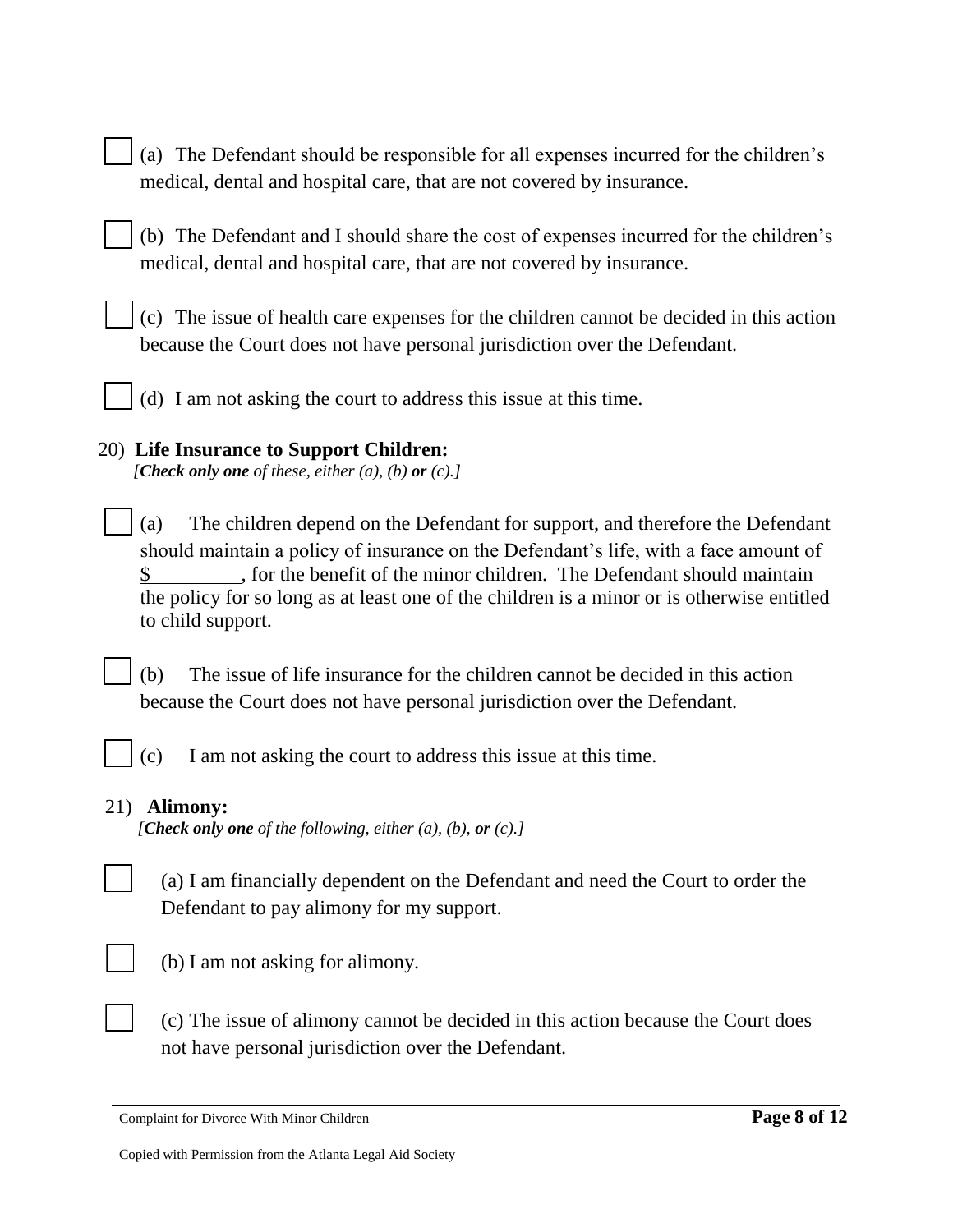☐ (a) The Defendant should be responsible for all expenses incurred for the children's medical, dental and hospital care, that are not covered by insurance.

☐ (b) The Defendant and I should share the cost of expenses incurred for the children's medical, dental and hospital care, that are not covered by insurance.

☐ (c) The issue of health care expenses for the children cannot be decided in this action because the Court does not have personal jurisdiction over the Defendant.

☐ (d) I am not asking the court to address this issue at this time.

20) **Life Insurance to Support Children:**
*[**Check only one** of these, either (a), (b) **or** (c).]*

☐ (a) The children depend on the Defendant for support, and therefore the Defendant should maintain a policy of insurance on the Defendant's life, with a face amount of $_________, for the benefit of the minor children. The Defendant should maintain the policy for so long as at least one of the children is a minor or is otherwise entitled to child support.

☐ (b) The issue of life insurance for the children cannot be decided in this action because the Court does not have personal jurisdiction over the Defendant.

☐ (c) I am not asking the court to address this issue at this time.

21) **Alimony:**
*[**Check only one** of the following, either (a), (b), **or** (c).]*

☐ (a) I am financially dependent on the Defendant and need the Court to order the Defendant to pay alimony for my support.

☐ (b) I am not asking for alimony.

☐ (c) The issue of alimony cannot be decided in this action because the Court does not have personal jurisdiction over the Defendant.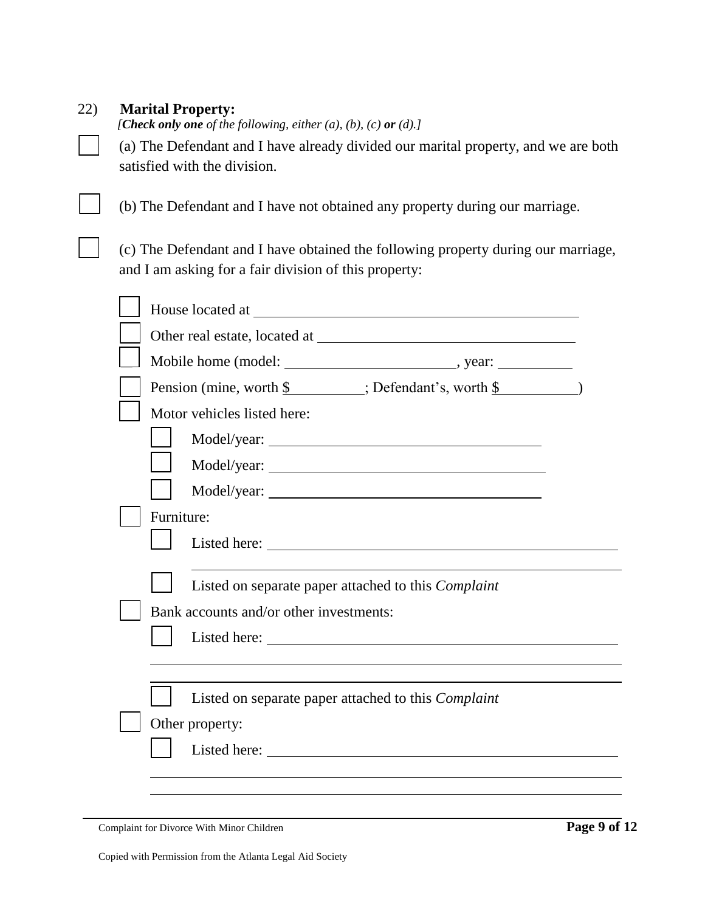22) **Marital Property:**

*[**Check only one** of the following, either (a), (b), (c) **or** (d).]*

☐ (a) The Defendant and I have already divided our marital property, and we are both satisfied with the division.

☐ (b) The Defendant and I have not obtained any property during our marriage.

☐ (c) The Defendant and I have obtained the following property during our marriage, and I am asking for a fair division of this property:

- ☐ House located at ______________________________
- ☐ Other real estate, located at ______________________________
- ☐ Mobile home (model: ____________________, year: __________
- ☐ Pension (mine, worth $__________; Defendant's, worth $__________)
- ☐ Motor vehicles listed here:
  - ☐ Model/year: ______________________________
  - ☐ Model/year: ______________________________
  - ☐ Model/year: ______________________________
- ☐ Furniture:
  - ☐ Listed here: ______________________________
    ______________________________
  - ☐ Listed on separate paper attached to this *Complaint*
- ☐ Bank accounts and/or other investments:
  - ☐ Listed here: ______________________________
    ______________________________
    ______________________________
  - ☐ Listed on separate paper attached to this *Complaint*
- ☐ Other property:
  - ☐ Listed here: ______________________________
    ______________________________
    ______________________________

Copied with Permission from the Atlanta Legal Aid Society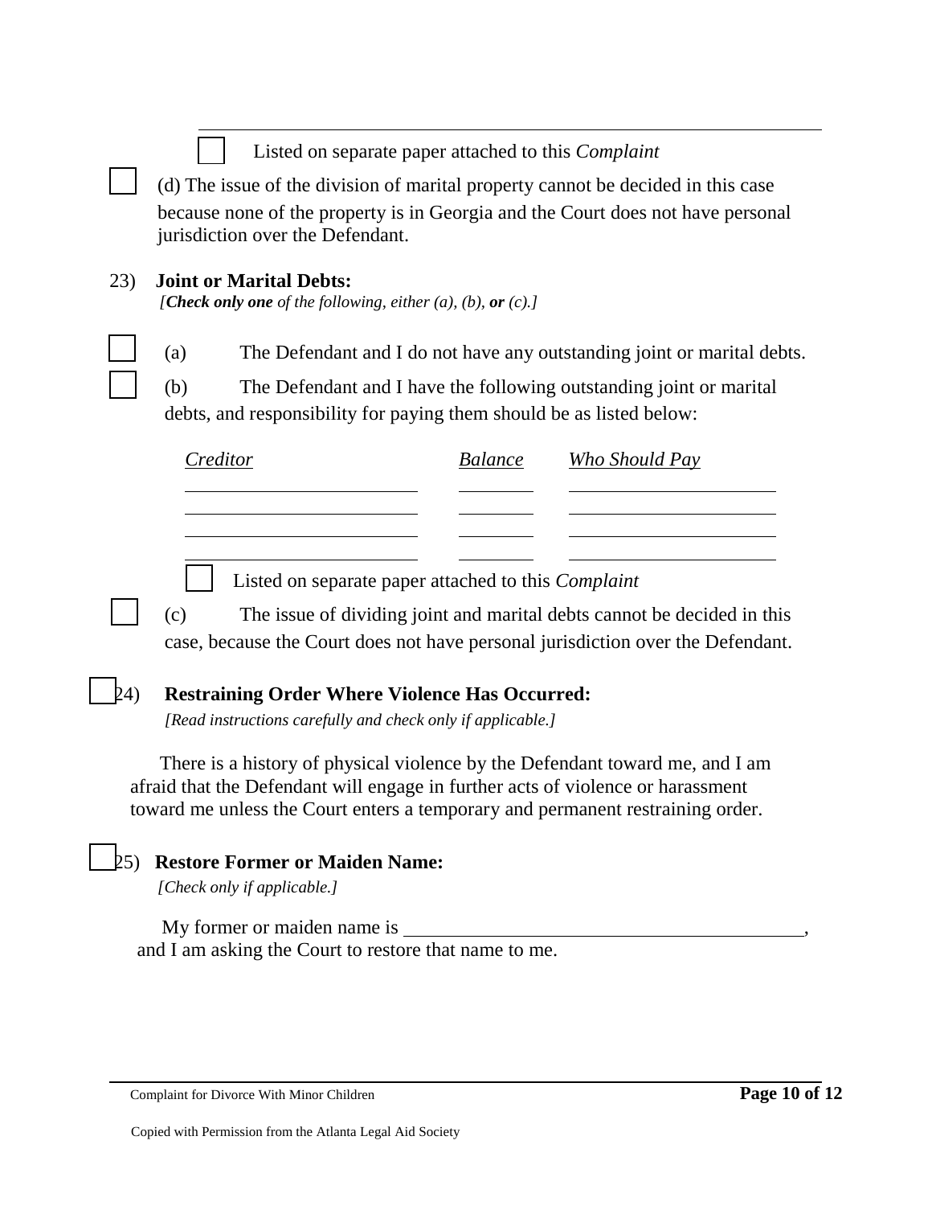☐ Listed on separate paper attached to this *Complaint*

☐ (d) The issue of the division of marital property cannot be decided in this case because none of the property is in Georgia and the Court does not have personal jurisdiction over the Defendant.

23) **Joint or Marital Debts:**
*[**Check only one** of the following, either (a), (b), **or** (c).]*

☐ (a) The Defendant and I do not have any outstanding joint or marital debts.

☐ (b) The Defendant and I have the following outstanding joint or marital debts, and responsibility for paying them should be as listed below:

| *Creditor* | *Balance* | *Who Should Pay* |
|---|---|---|
| | | |
| | | |
| | | |
| | | |

☐ Listed on separate paper attached to this *Complaint*

☐ (c) The issue of dividing joint and marital debts cannot be decided in this case, because the Court does not have personal jurisdiction over the Defendant.

☐ 24) **Restraining Order Where Violence Has Occurred:**
*[Read instructions carefully and check only if applicable.]*

There is a history of physical violence by the Defendant toward me, and I am afraid that the Defendant will engage in further acts of violence or harassment toward me unless the Court enters a temporary and permanent restraining order.

☐ 25) **Restore Former or Maiden Name:**
*[Check only if applicable.]*

My former or maiden name is ______________________________________, and I am asking the Court to restore that name to me.

Complaint for Divorce With Minor Children

Copied with Permission from the Atlanta Legal Aid Society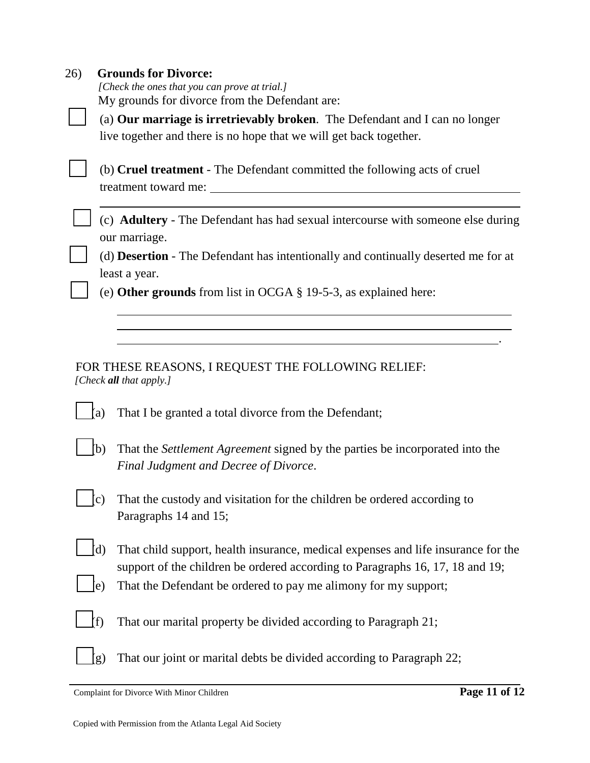26) **Grounds for Divorce:**

*[Check the ones that you can prove at trial.]*

My grounds for divorce from the Defendant are:

☐ (a) **Our marriage is irretrievably broken**. The Defendant and I can no longer live together and there is no hope that we will get back together.

☐ (b) **Cruel treatment** - The Defendant committed the following acts of cruel treatment toward me: ____________________________________________

____________________________________________________________

☐ (c) **Adultery** - The Defendant has had sexual intercourse with someone else during our marriage.

☐ (d) **Desertion** - The Defendant has intentionally and continually deserted me for at least a year.

☐ (e) **Other grounds** from list in OCGA § 19-5-3, as explained here:

____________________________________________________________

____________________________________________________________

___________________________________________________________.

FOR THESE REASONS, I REQUEST THE FOLLOWING RELIEF:

*[Check **all** that apply.]*

☐ (a) That I be granted a total divorce from the Defendant;

☐ (b) That the *Settlement Agreement* signed by the parties be incorporated into the *Final Judgment and Decree of Divorce*.

☐ (c) That the custody and visitation for the children be ordered according to Paragraphs 14 and 15;

☐ (d) That child support, health insurance, medical expenses and life insurance for the support of the children be ordered according to Paragraphs 16, 17, 18 and 19;

☐ (e) That the Defendant be ordered to pay me alimony for my support;

☐ (f) That our marital property be divided according to Paragraph 21;

☐ (g) That our joint or marital debts be divided according to Paragraph 22;

Copied with Permission from the Atlanta Legal Aid Society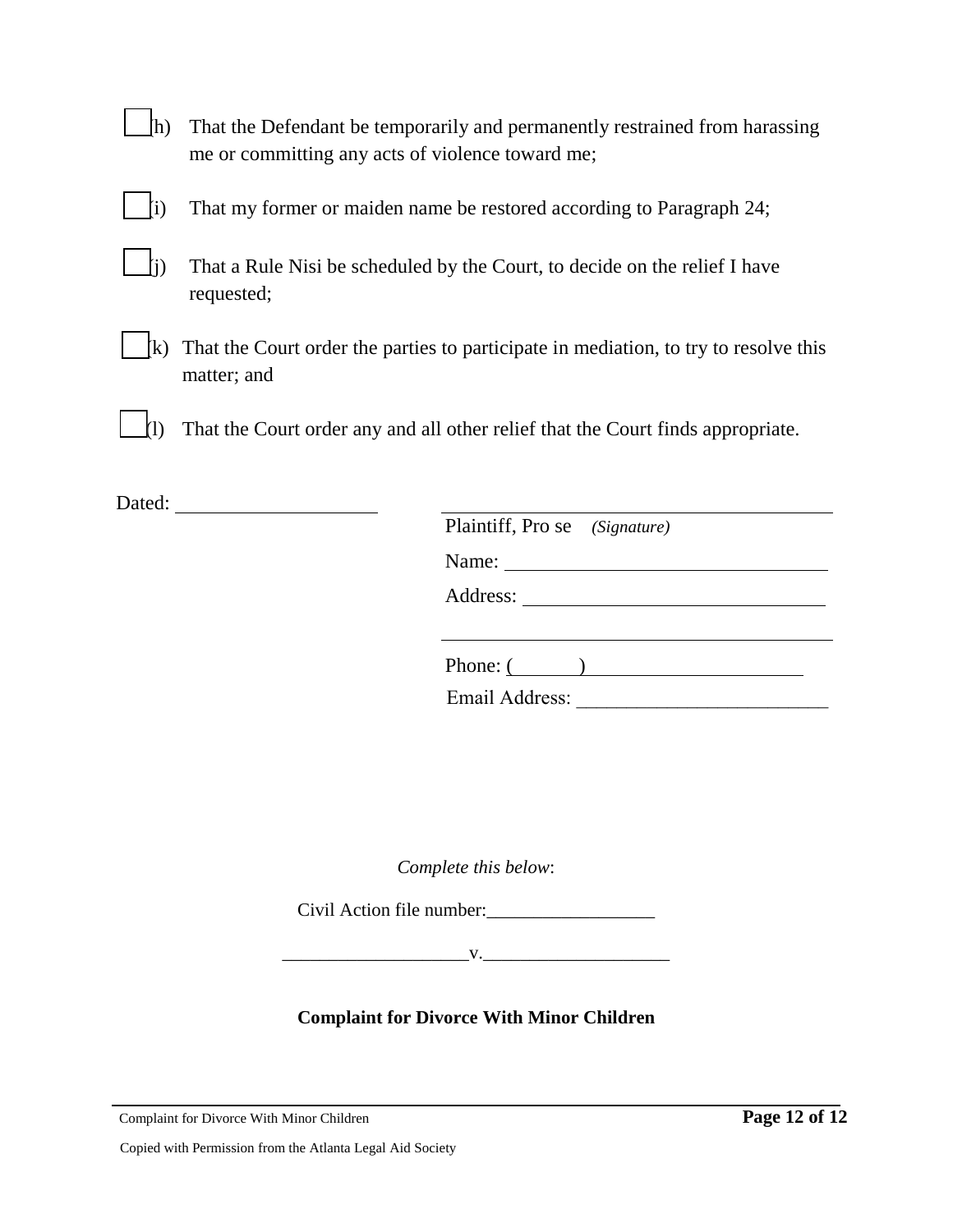☐ (h) That the Defendant be temporarily and permanently restrained from harassing me or committing any acts of violence toward me;

☐ (i) That my former or maiden name be restored according to Paragraph 24;

☐ (j) That a Rule Nisi be scheduled by the Court, to decide on the relief I have requested;

☐ (k) That the Court order the parties to participate in mediation, to try to resolve this matter; and

☐ (l) That the Court order any and all other relief that the Court finds appropriate.

Dated: ____________________

______________________________________
Plaintiff, Pro se *(Signature)*

Name: ______________________________

Address: ____________________________

______________________________________

Phone: (______) _____________________

Email Address: _______________________

*Complete this below*:

Civil Action file number:__________________

____________________v.____________________

**Complaint for Divorce With Minor Children**

Copied with Permission from the Atlanta Legal Aid Society